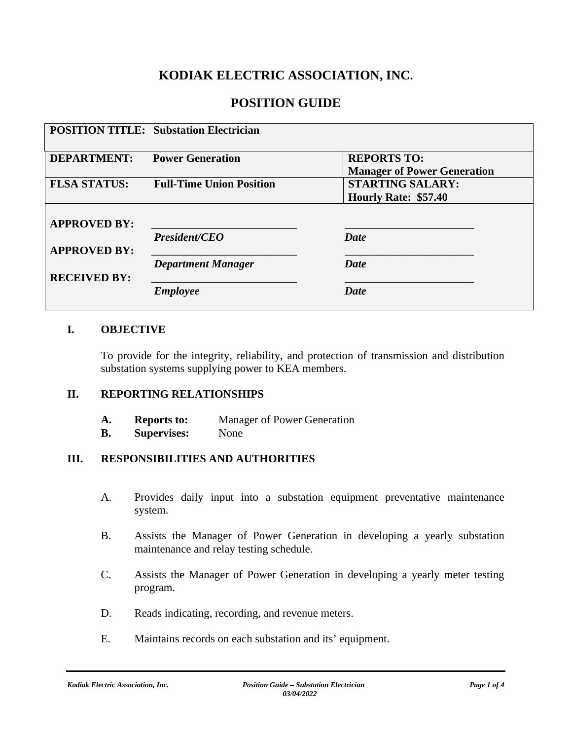# KODIAK ELECTRIC ASSOCIATION, INC.

## POSITION GUIDE

| **POSITION TITLE:** | **Substation Electrician** | |
|---|---|---|
| **DEPARTMENT:** | **Power Generation** | **REPORTS TO:** **Manager of Power Generation** |
| **FLSA STATUS:** | **Full-Time Union Position** | **STARTING SALARY:** **Hourly Rate: $57.40** |
| **APPROVED BY:** | ___________________________ ***President/CEO*** | ________________________ ***Date*** |
| **APPROVED BY:** | ___________________________ ***Department Manager*** | ________________________ ***Date*** |
| **RECEIVED BY:** | ___________________________ ***Employee*** | ________________________ ***Date*** |

### I. OBJECTIVE

To provide for the integrity, reliability, and protection of transmission and distribution substation systems supplying power to KEA members.

### II. REPORTING RELATIONSHIPS

- **A. Reports to:** Manager of Power Generation
- **B. Supervises:** None

### III. RESPONSIBILITIES AND AUTHORITIES

A. Provides daily input into a substation equipment preventative maintenance system.

B. Assists the Manager of Power Generation in developing a yearly substation maintenance and relay testing schedule.

C. Assists the Manager of Power Generation in developing a yearly meter testing program.

D. Reads indicating, recording, and revenue meters.

E. Maintains records on each substation and its' equipment.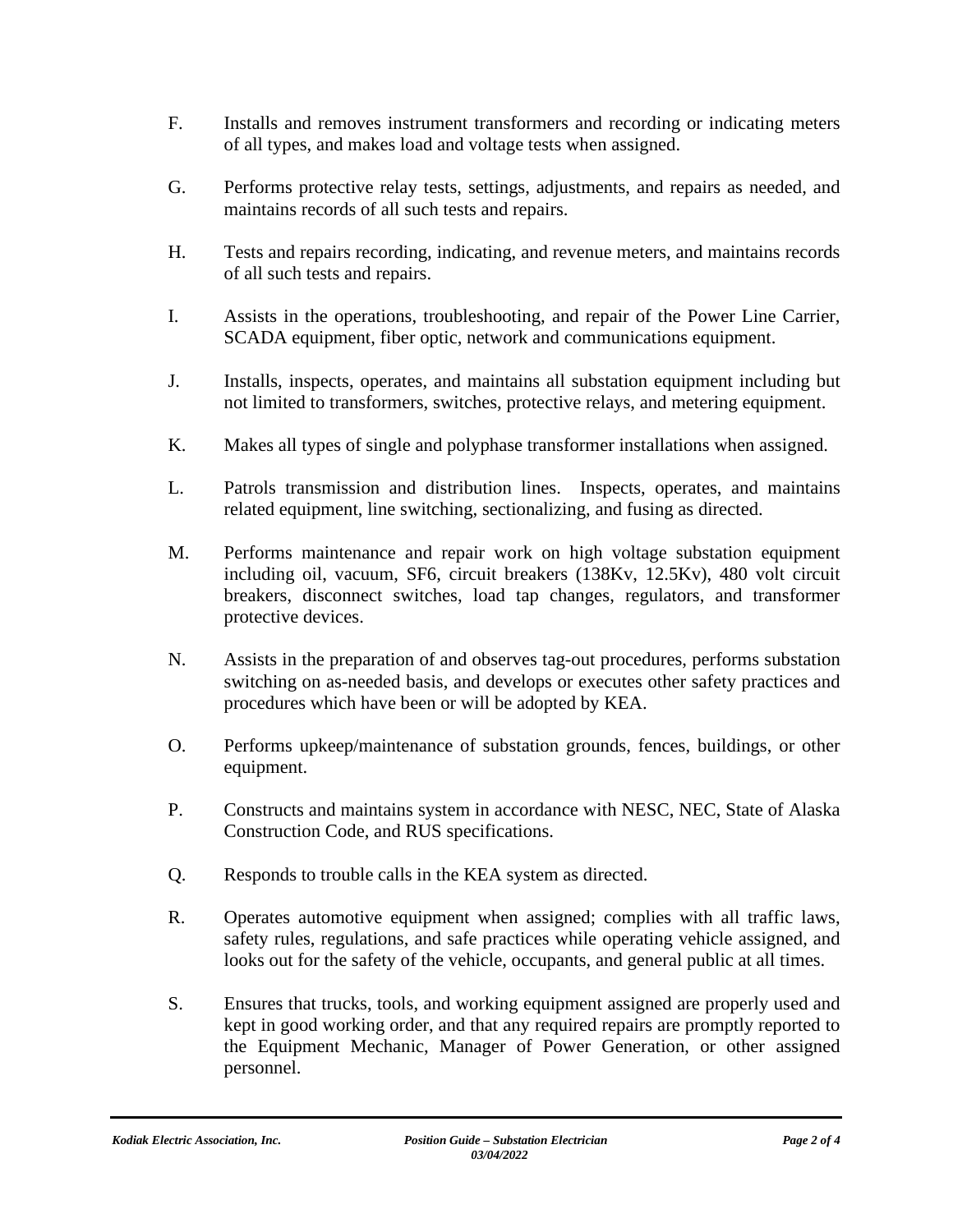F. Installs and removes instrument transformers and recording or indicating meters of all types, and makes load and voltage tests when assigned.

G. Performs protective relay tests, settings, adjustments, and repairs as needed, and maintains records of all such tests and repairs.

H. Tests and repairs recording, indicating, and revenue meters, and maintains records of all such tests and repairs.

I. Assists in the operations, troubleshooting, and repair of the Power Line Carrier, SCADA equipment, fiber optic, network and communications equipment.

J. Installs, inspects, operates, and maintains all substation equipment including but not limited to transformers, switches, protective relays, and metering equipment.

K. Makes all types of single and polyphase transformer installations when assigned.

L. Patrols transmission and distribution lines. Inspects, operates, and maintains related equipment, line switching, sectionalizing, and fusing as directed.

M. Performs maintenance and repair work on high voltage substation equipment including oil, vacuum, SF6, circuit breakers (138Kv, 12.5Kv), 480 volt circuit breakers, disconnect switches, load tap changes, regulators, and transformer protective devices.

N. Assists in the preparation of and observes tag-out procedures, performs substation switching on as-needed basis, and develops or executes other safety practices and procedures which have been or will be adopted by KEA.

O. Performs upkeep/maintenance of substation grounds, fences, buildings, or other equipment.

P. Constructs and maintains system in accordance with NESC, NEC, State of Alaska Construction Code, and RUS specifications.

Q. Responds to trouble calls in the KEA system as directed.

R. Operates automotive equipment when assigned; complies with all traffic laws, safety rules, regulations, and safe practices while operating vehicle assigned, and looks out for the safety of the vehicle, occupants, and general public at all times.

S. Ensures that trucks, tools, and working equipment assigned are properly used and kept in good working order, and that any required repairs are promptly reported to the Equipment Mechanic, Manager of Power Generation, or other assigned personnel.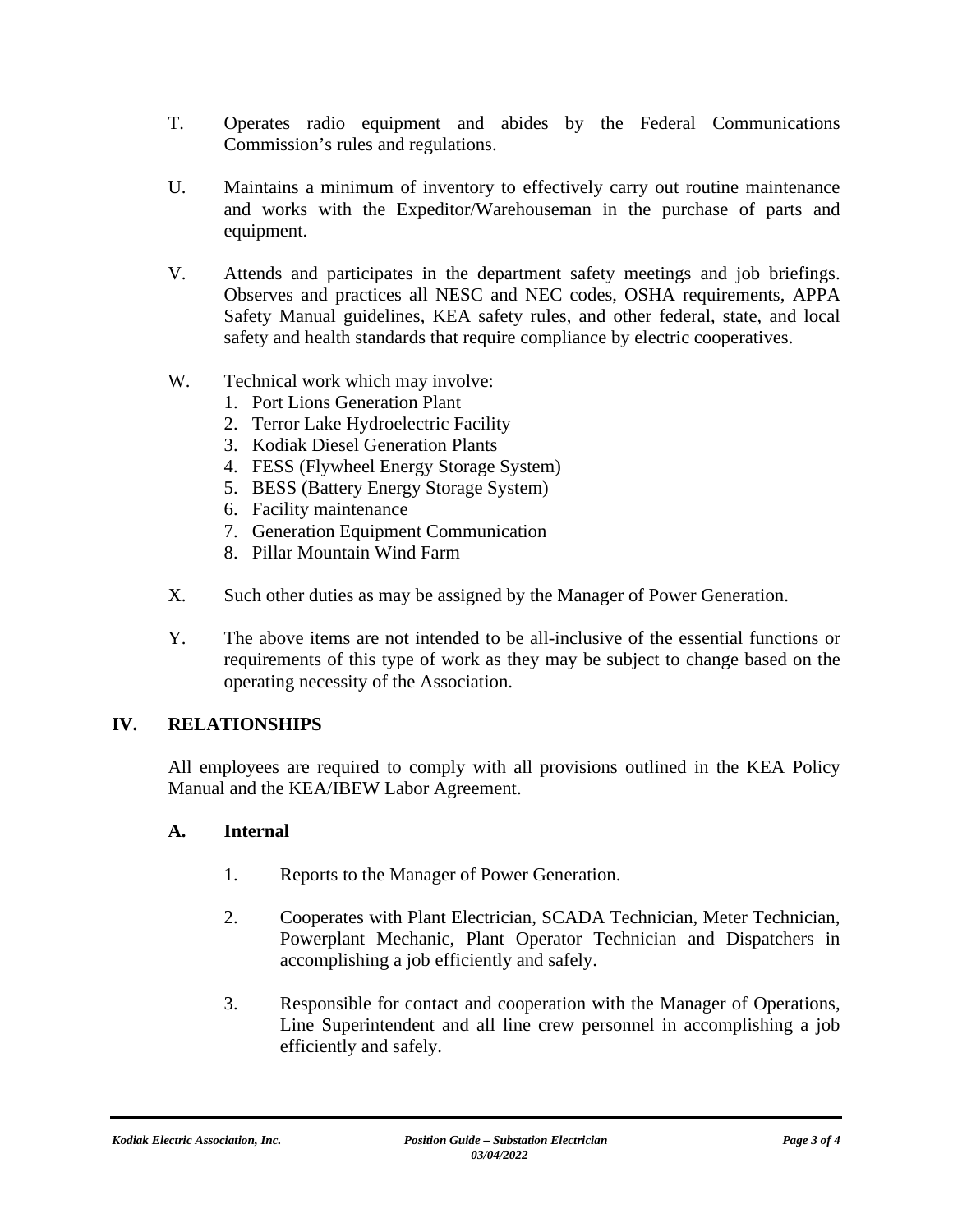T. Operates radio equipment and abides by the Federal Communications Commission's rules and regulations.

U. Maintains a minimum of inventory to effectively carry out routine maintenance and works with the Expeditor/Warehouseman in the purchase of parts and equipment.

V. Attends and participates in the department safety meetings and job briefings. Observes and practices all NESC and NEC codes, OSHA requirements, APPA Safety Manual guidelines, KEA safety rules, and other federal, state, and local safety and health standards that require compliance by electric cooperatives.

W. Technical work which may involve:
   1. Port Lions Generation Plant
   2. Terror Lake Hydroelectric Facility
   3. Kodiak Diesel Generation Plants
   4. FESS (Flywheel Energy Storage System)
   5. BESS (Battery Energy Storage System)
   6. Facility maintenance
   7. Generation Equipment Communication
   8. Pillar Mountain Wind Farm

X. Such other duties as may be assigned by the Manager of Power Generation.

Y. The above items are not intended to be all-inclusive of the essential functions or requirements of this type of work as they may be subject to change based on the operating necessity of the Association.

## IV. RELATIONSHIPS

All employees are required to comply with all provisions outlined in the KEA Policy Manual and the KEA/IBEW Labor Agreement.

### A. Internal

1. Reports to the Manager of Power Generation.

2. Cooperates with Plant Electrician, SCADA Technician, Meter Technician, Powerplant Mechanic, Plant Operator Technician and Dispatchers in accomplishing a job efficiently and safely.

3. Responsible for contact and cooperation with the Manager of Operations, Line Superintendent and all line crew personnel in accomplishing a job efficiently and safely.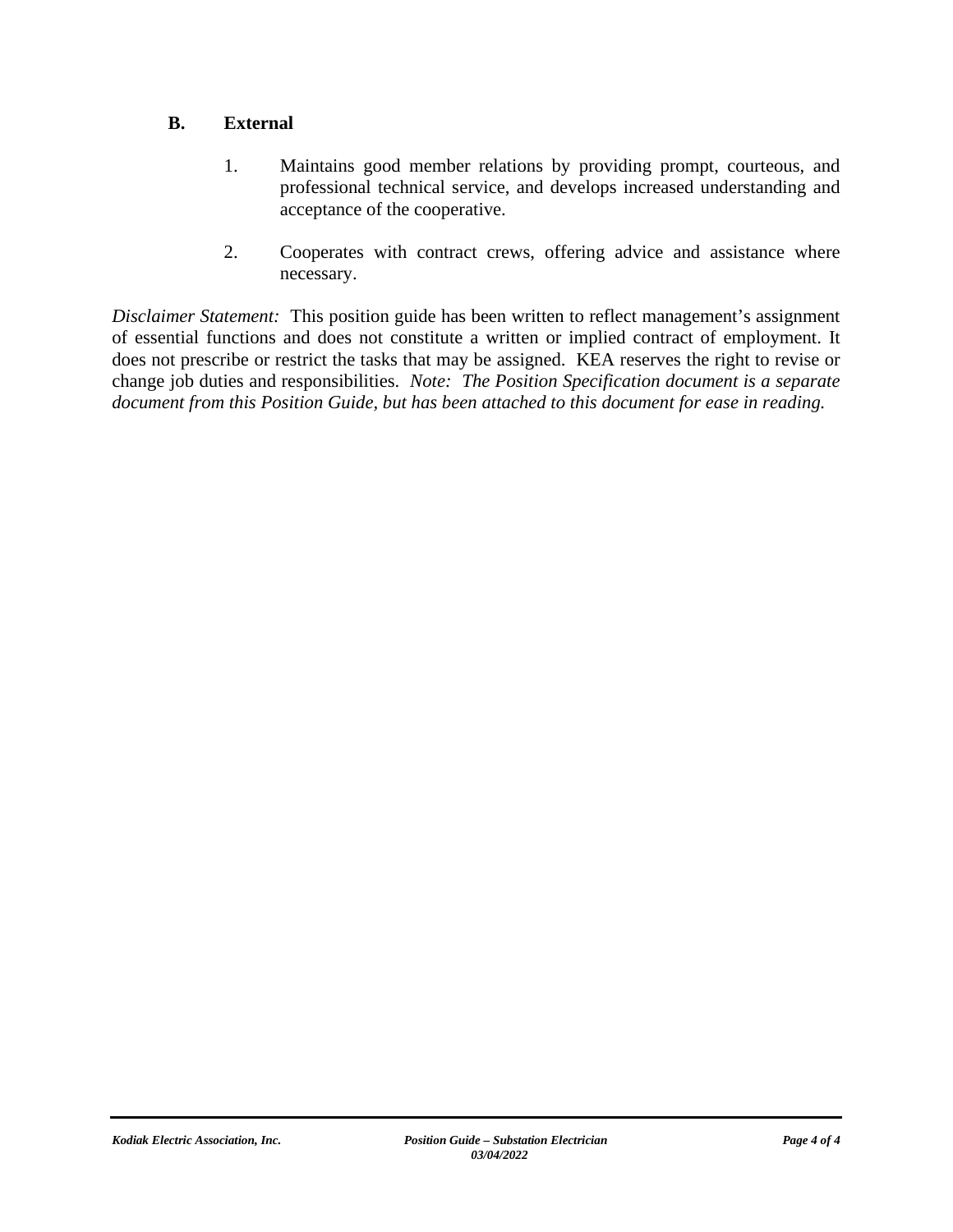### B. External

1. Maintains good member relations by providing prompt, courteous, and professional technical service, and develops increased understanding and acceptance of the cooperative.

2. Cooperates with contract crews, offering advice and assistance where necessary.

*Disclaimer Statement:* This position guide has been written to reflect management's assignment of essential functions and does not constitute a written or implied contract of employment. It does not prescribe or restrict the tasks that may be assigned. KEA reserves the right to revise or change job duties and responsibilities. *Note: The Position Specification document is a separate document from this Position Guide, but has been attached to this document for ease in reading.*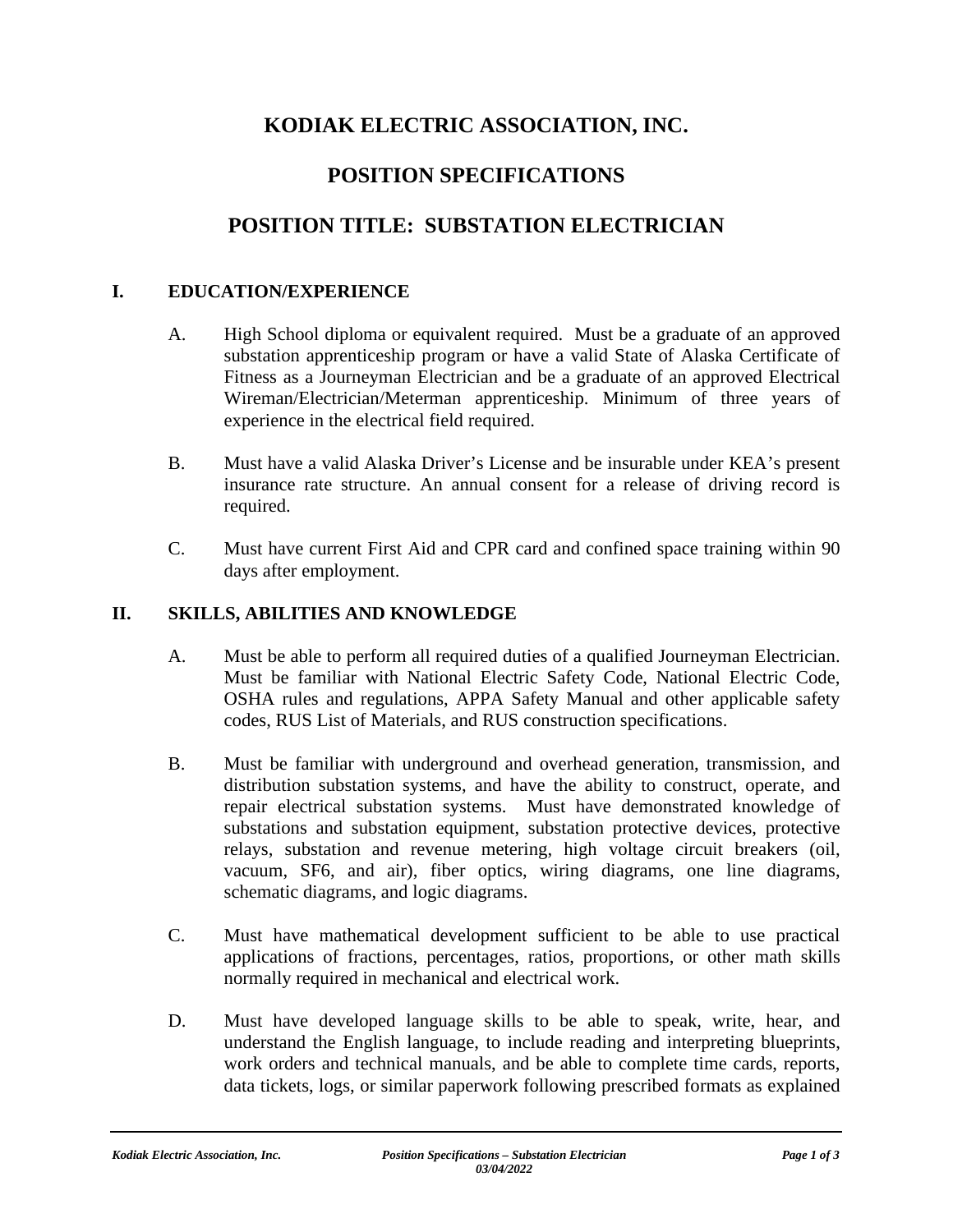# KODIAK ELECTRIC ASSOCIATION, INC.

# POSITION SPECIFICATIONS

# POSITION TITLE: SUBSTATION ELECTRICIAN

## I. EDUCATION/EXPERIENCE

A. High School diploma or equivalent required. Must be a graduate of an approved substation apprenticeship program or have a valid State of Alaska Certificate of Fitness as a Journeyman Electrician and be a graduate of an approved Electrical Wireman/Electrician/Meterman apprenticeship. Minimum of three years of experience in the electrical field required.

B. Must have a valid Alaska Driver's License and be insurable under KEA's present insurance rate structure. An annual consent for a release of driving record is required.

C. Must have current First Aid and CPR card and confined space training within 90 days after employment.

## II. SKILLS, ABILITIES AND KNOWLEDGE

A. Must be able to perform all required duties of a qualified Journeyman Electrician. Must be familiar with National Electric Safety Code, National Electric Code, OSHA rules and regulations, APPA Safety Manual and other applicable safety codes, RUS List of Materials, and RUS construction specifications.

B. Must be familiar with underground and overhead generation, transmission, and distribution substation systems, and have the ability to construct, operate, and repair electrical substation systems. Must have demonstrated knowledge of substations and substation equipment, substation protective devices, protective relays, substation and revenue metering, high voltage circuit breakers (oil, vacuum, SF6, and air), fiber optics, wiring diagrams, one line diagrams, schematic diagrams, and logic diagrams.

C. Must have mathematical development sufficient to be able to use practical applications of fractions, percentages, ratios, proportions, or other math skills normally required in mechanical and electrical work.

D. Must have developed language skills to be able to speak, write, hear, and understand the English language, to include reading and interpreting blueprints, work orders and technical manuals, and be able to complete time cards, reports, data tickets, logs, or similar paperwork following prescribed formats as explained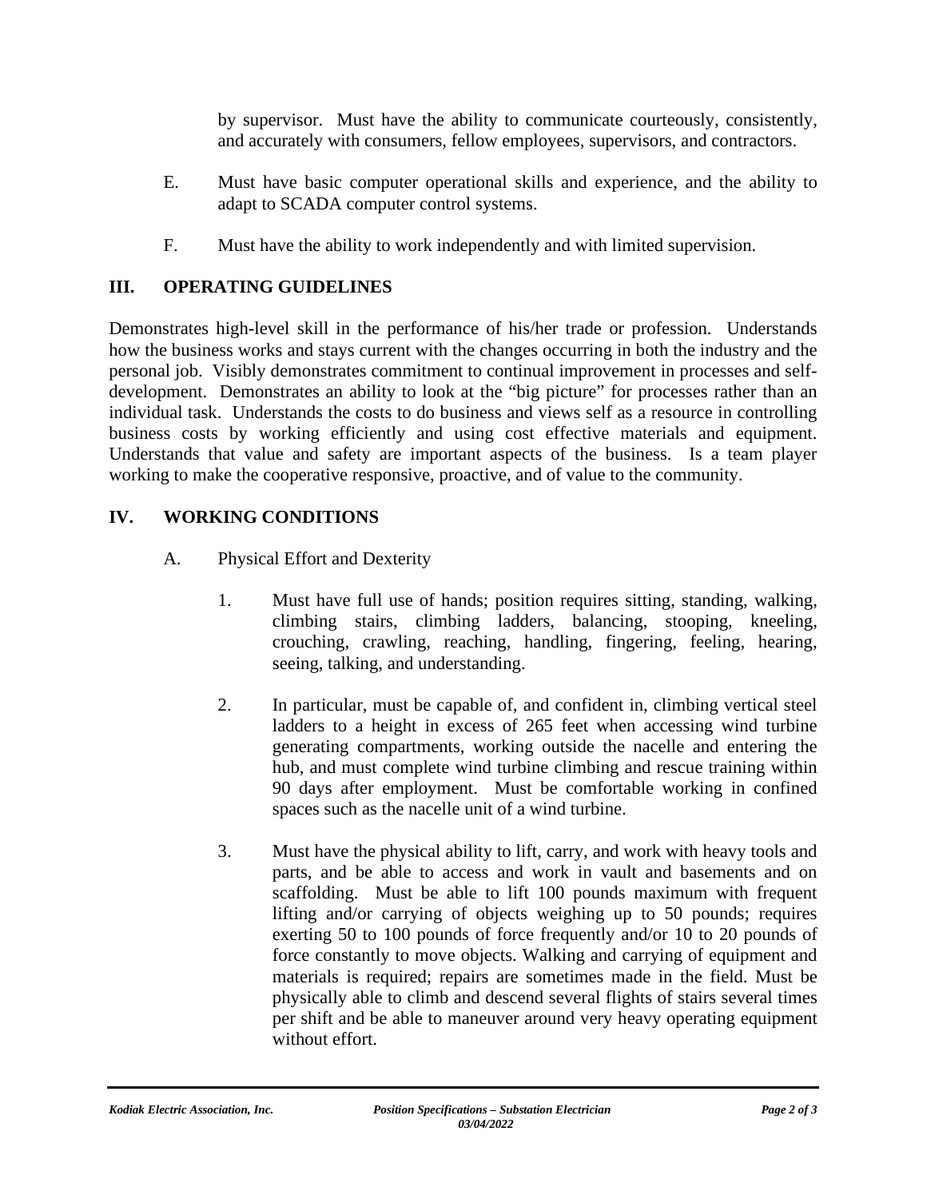by supervisor. Must have the ability to communicate courteously, consistently, and accurately with consumers, fellow employees, supervisors, and contractors.

E. Must have basic computer operational skills and experience, and the ability to adapt to SCADA computer control systems.

F. Must have the ability to work independently and with limited supervision.

## III. OPERATING GUIDELINES

Demonstrates high-level skill in the performance of his/her trade or profession. Understands how the business works and stays current with the changes occurring in both the industry and the personal job. Visibly demonstrates commitment to continual improvement in processes and self-development. Demonstrates an ability to look at the "big picture" for processes rather than an individual task. Understands the costs to do business and views self as a resource in controlling business costs by working efficiently and using cost effective materials and equipment. Understands that value and safety are important aspects of the business. Is a team player working to make the cooperative responsive, proactive, and of value to the community.

## IV. WORKING CONDITIONS

A. Physical Effort and Dexterity

1. Must have full use of hands; position requires sitting, standing, walking, climbing stairs, climbing ladders, balancing, stooping, kneeling, crouching, crawling, reaching, handling, fingering, feeling, hearing, seeing, talking, and understanding.

2. In particular, must be capable of, and confident in, climbing vertical steel ladders to a height in excess of 265 feet when accessing wind turbine generating compartments, working outside the nacelle and entering the hub, and must complete wind turbine climbing and rescue training within 90 days after employment. Must be comfortable working in confined spaces such as the nacelle unit of a wind turbine.

3. Must have the physical ability to lift, carry, and work with heavy tools and parts, and be able to access and work in vault and basements and on scaffolding. Must be able to lift 100 pounds maximum with frequent lifting and/or carrying of objects weighing up to 50 pounds; requires exerting 50 to 100 pounds of force frequently and/or 10 to 20 pounds of force constantly to move objects. Walking and carrying of equipment and materials is required; repairs are sometimes made in the field. Must be physically able to climb and descend several flights of stairs several times per shift and be able to maneuver around very heavy operating equipment without effort.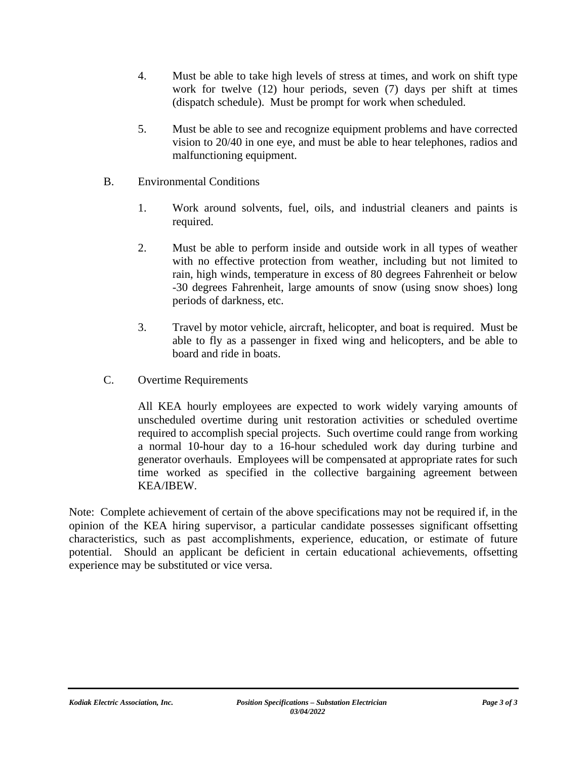4. Must be able to take high levels of stress at times, and work on shift type work for twelve (12) hour periods, seven (7) days per shift at times (dispatch schedule). Must be prompt for work when scheduled.

5. Must be able to see and recognize equipment problems and have corrected vision to 20/40 in one eye, and must be able to hear telephones, radios and malfunctioning equipment.

B. Environmental Conditions

1. Work around solvents, fuel, oils, and industrial cleaners and paints is required.

2. Must be able to perform inside and outside work in all types of weather with no effective protection from weather, including but not limited to rain, high winds, temperature in excess of 80 degrees Fahrenheit or below -30 degrees Fahrenheit, large amounts of snow (using snow shoes) long periods of darkness, etc.

3. Travel by motor vehicle, aircraft, helicopter, and boat is required. Must be able to fly as a passenger in fixed wing and helicopters, and be able to board and ride in boats.

C. Overtime Requirements

All KEA hourly employees are expected to work widely varying amounts of unscheduled overtime during unit restoration activities or scheduled overtime required to accomplish special projects. Such overtime could range from working a normal 10-hour day to a 16-hour scheduled work day during turbine and generator overhauls. Employees will be compensated at appropriate rates for such time worked as specified in the collective bargaining agreement between KEA/IBEW.

Note: Complete achievement of certain of the above specifications may not be required if, in the opinion of the KEA hiring supervisor, a particular candidate possesses significant offsetting characteristics, such as past accomplishments, experience, education, or estimate of future potential. Should an applicant be deficient in certain educational achievements, offsetting experience may be substituted or vice versa.